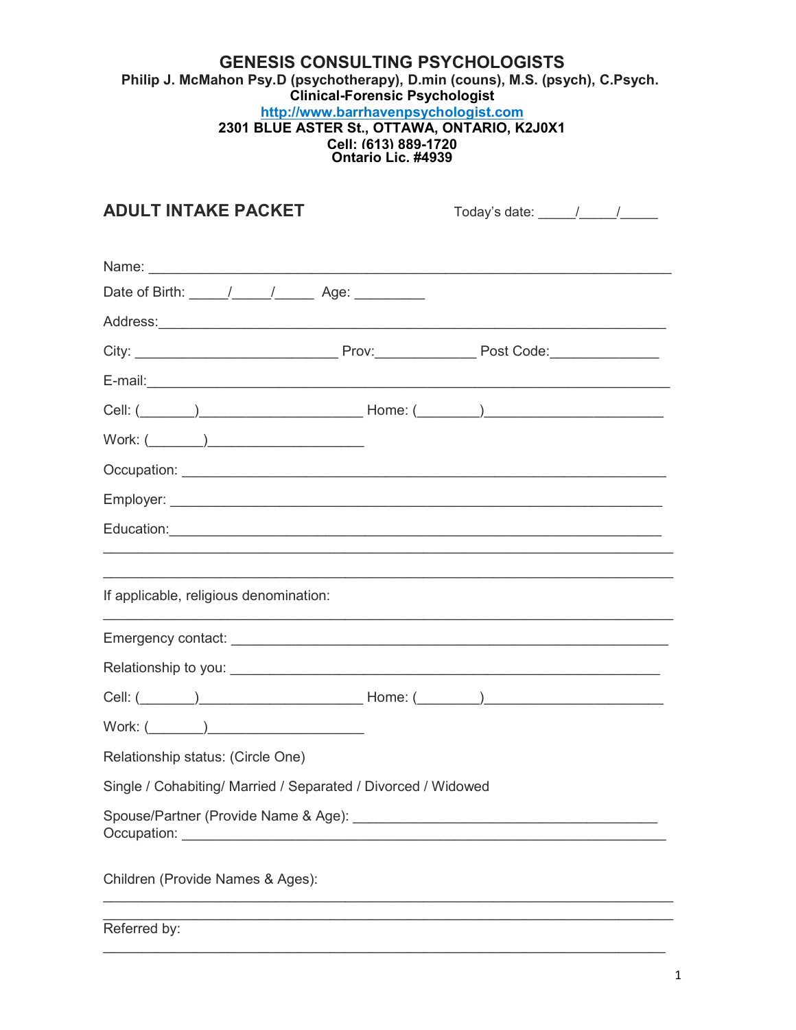# GENESIS CONSULTING PSYCHOLOGISTS

**Philip J. McMahon Psy.D (psychotherapy), D.min (couns), M.S. (psych), C.Psych.**
**Clinical-Forensic Psychologist**
**[http://www.barrhavenpsychologist.com](http://www.barrhavenpsychologist.com)**
**2301 BLUE ASTER St., OTTAWA, ONTARIO, K2J0X1**
**Cell: (613) 889-1720**
**Ontario Lic. #4939**

## ADULT INTAKE PACKET

Today's date: _____/_____/_____

Name: ______________________________________________________________

Date of Birth: _____/_____/_____ Age: _________

Address: ____________________________________________________________

City: _________________________ Prov: _____________ Post Code: ______________

E-mail: _____________________________________________________________

Cell: (_______)____________________ Home: (________)______________________

Work: (_______)____________________

Occupation: _________________________________________________________

Employer: ___________________________________________________________

Education: __________________________________________________________

_____________________________________________________________________

_____________________________________________________________________

If applicable, religious denomination:

_____________________________________________________________________

Emergency contact: ___________________________________________________

Relationship to you: __________________________________________________

Cell: (_______)____________________ Home: (________)______________________

Work: (_______)____________________

Relationship status: (Circle One)

Single / Cohabiting/ Married / Separated / Divorced / Widowed

Spouse/Partner (Provide Name & Age): ____________________________________
Occupation: _________________________________________________________

Children (Provide Names & Ages):

_____________________________________________________________________

_____________________________________________________________________

Referred by:

_____________________________________________________________________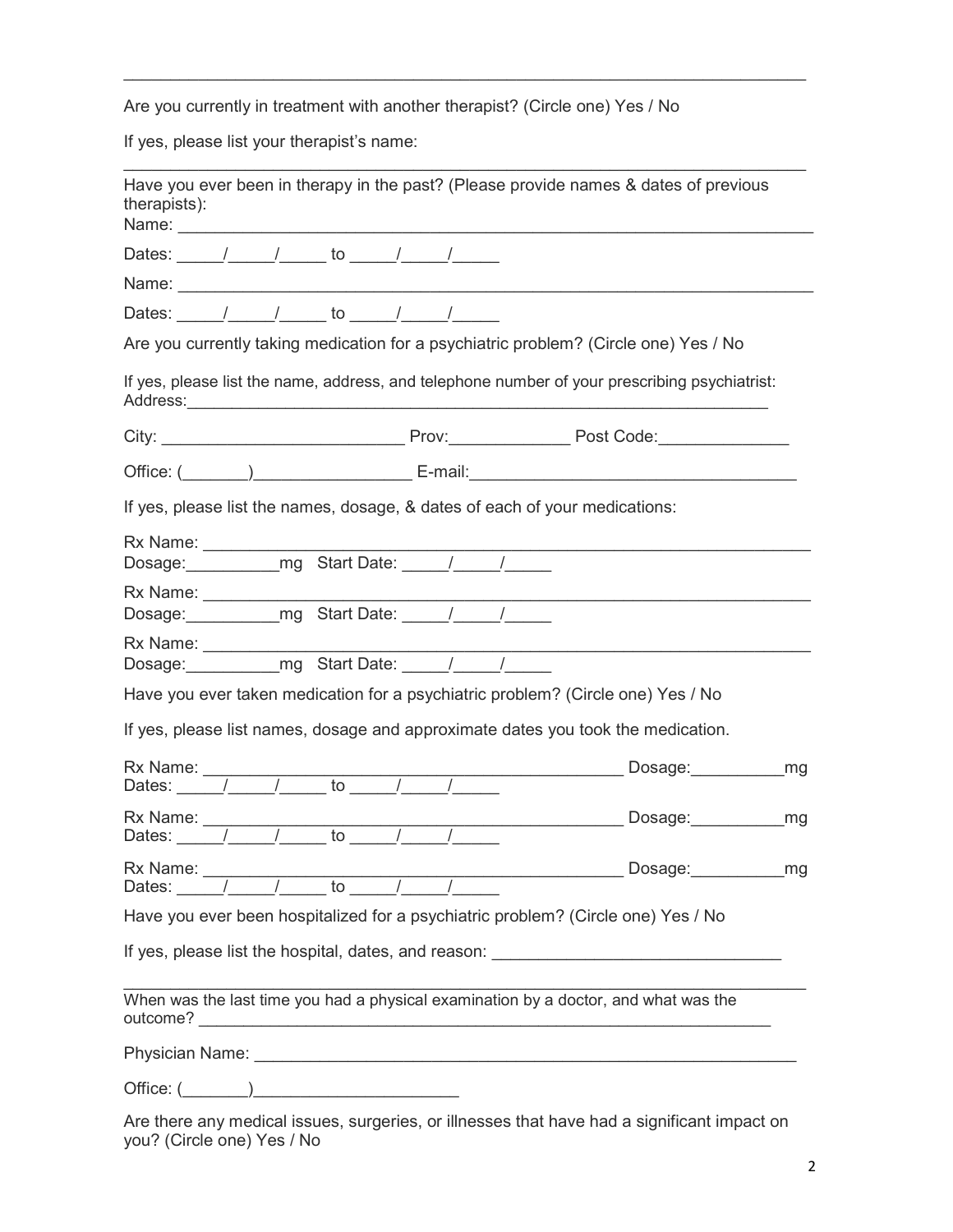______________________________________________________________________

Are you currently in treatment with another therapist? (Circle one) Yes / No

If yes, please list your therapist's name:

______________________________________________________________________

Have you ever been in therapy in the past? (Please provide names & dates of previous therapists):
Name: ______________________________________________________________

Dates: _____/_____/_____ to _____/_____/_____

Name: ______________________________________________________________

Dates: _____/_____/_____ to _____/_____/_____

Are you currently taking medication for a psychiatric problem? (Circle one) Yes / No

If yes, please list the name, address, and telephone number of your prescribing psychiatrist:
Address:____________________________________________________________

City: _________________________ Prov:_____________ Post Code:______________

Office: (_______)_________________ E-mail:__________________________________

If yes, please list the names, dosage, & dates of each of your medications:

Rx Name: ___________________________________________________________
Dosage:__________mg Start Date: _____/_____/_____

Rx Name: ___________________________________________________________
Dosage:__________mg Start Date: _____/_____/_____

Rx Name: ___________________________________________________________
Dosage:__________mg Start Date: _____/_____/_____

Have you ever taken medication for a psychiatric problem? (Circle one) Yes / No

If yes, please list names, dosage and approximate dates you took the medication.

Rx Name: _____________________________________ Dosage:__________mg
Dates: _____/_____/_____ to _____/_____/_____

Rx Name: _____________________________________ Dosage:__________mg
Dates: _____/_____/_____ to _____/_____/_____

Rx Name: _____________________________________ Dosage:__________mg
Dates: _____/_____/_____ to _____/_____/_____

Have you ever been hospitalized for a psychiatric problem? (Circle one) Yes / No

If yes, please list the hospital, dates, and reason: ______________________________

______________________________________________________________________

When was the last time you had a physical examination by a doctor, and what was the outcome? ___________________________________________________________

Physician Name: ______________________________________________________

Office: (_______)_____________________

Are there any medical issues, surgeries, or illnesses that have had a significant impact on you? (Circle one) Yes / No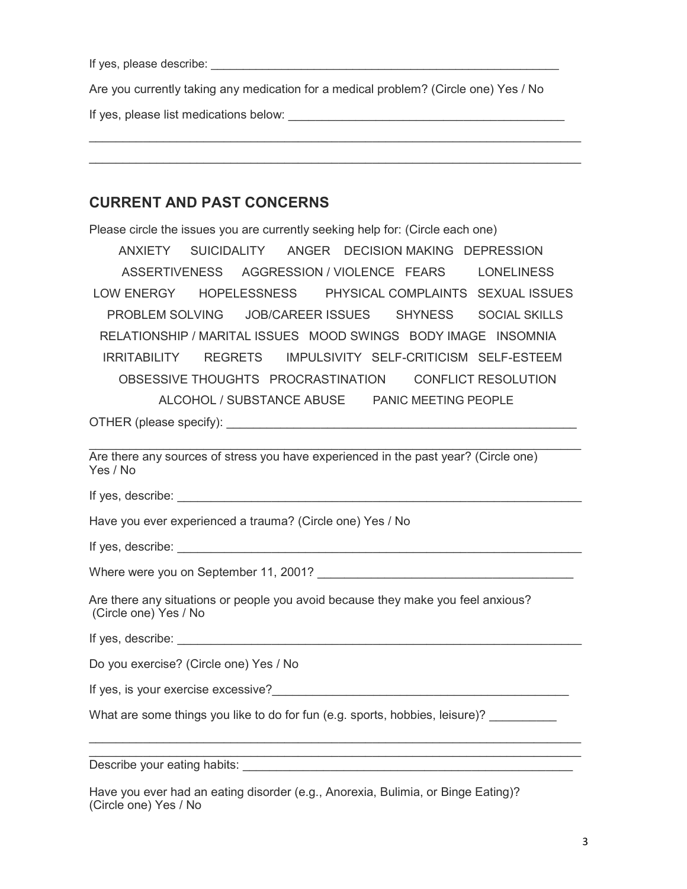If yes, please describe: ______________________________________________________

Are you currently taking any medication for a medical problem? (Circle one) Yes / No

If yes, please list medications below: __________________________________________

_____________________________________________________________________________

_____________________________________________________________________________

## CURRENT AND PAST CONCERNS

Please circle the issues you are currently seeking help for: (Circle each one)

ANXIETY     SUICIDALITY     ANGER     DECISION MAKING     DEPRESSION

ASSERTIVENESS     AGGRESSION / VIOLENCE     FEARS     LONELINESS

LOW ENERGY     HOPELESSNESS     PHYSICAL COMPLAINTS     SEXUAL ISSUES

PROBLEM SOLVING     JOB/CAREER ISSUES     SHYNESS     SOCIAL SKILLS

RELATIONSHIP / MARITAL ISSUES     MOOD SWINGS     BODY IMAGE     INSOMNIA

IRRITABILITY     REGRETS     IMPULSIVITY     SELF-CRITICISM     SELF-ESTEEM

OBSESSIVE THOUGHTS     PROCRASTINATION     CONFLICT RESOLUTION

ALCOHOL / SUBSTANCE ABUSE     PANIC MEETING PEOPLE

OTHER (please specify): _______________________________________________________

_____________________________________________________________________________

Are there any sources of stress you have experienced in the past year? (Circle one) Yes / No

If yes, describe: ______________________________________________________________

Have you ever experienced a trauma? (Circle one) Yes / No

If yes, describe: ______________________________________________________________

Where were you on September 11, 2001? ______________________________________

Are there any situations or people you avoid because they make you feel anxious? (Circle one) Yes / No

If yes, describe: ______________________________________________________________

Do you exercise? (Circle one) Yes / No

If yes, is your exercise excessive?_____________________________________________

What are some things you like to do for fun (e.g. sports, hobbies, leisure)? __________

_____________________________________________________________________________

_____________________________________________________________________________

Describe your eating habits: __________________________________________________

Have you ever had an eating disorder (e.g., Anorexia, Bulimia, or Binge Eating)? (Circle one) Yes / No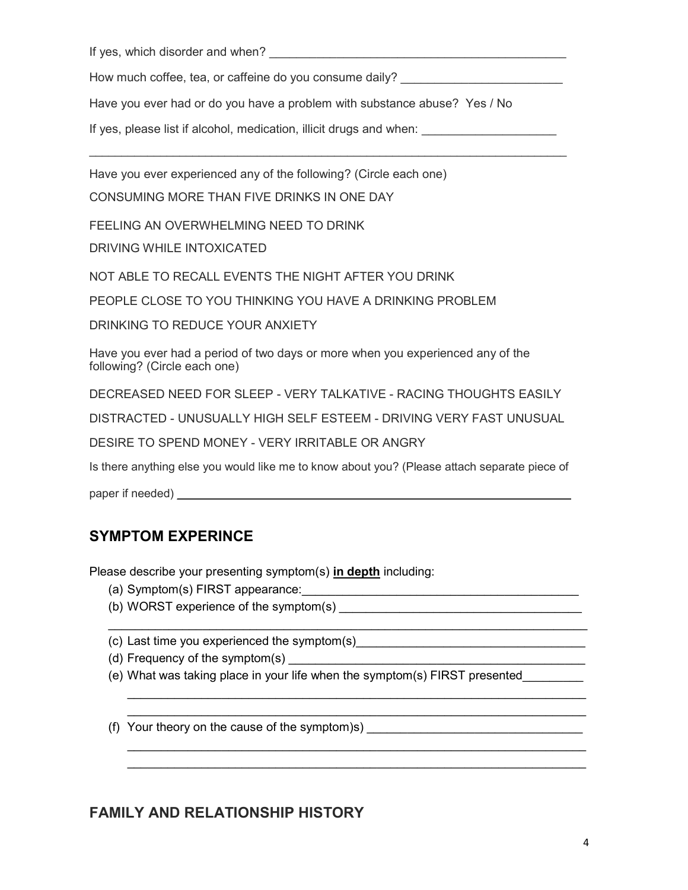If yes, which disorder and when? _____________________________________________

How much coffee, tea, or caffeine do you consume daily? ________________________

Have you ever had or do you have a problem with substance abuse? Yes / No

If yes, please list if alcohol, medication, illicit drugs and when: ____________________

_________________________________________________________________________

Have you ever experienced any of the following? (Circle each one)

CONSUMING MORE THAN FIVE DRINKS IN ONE DAY

FEELING AN OVERWHELMING NEED TO DRINK

DRIVING WHILE INTOXICATED

NOT ABLE TO RECALL EVENTS THE NIGHT AFTER YOU DRINK

PEOPLE CLOSE TO YOU THINKING YOU HAVE A DRINKING PROBLEM

DRINKING TO REDUCE YOUR ANXIETY

Have you ever had a period of two days or more when you experienced any of the following? (Circle each one)

DECREASED NEED FOR SLEEP - VERY TALKATIVE - RACING THOUGHTS EASILY

DISTRACTED - UNUSUALLY HIGH SELF ESTEEM - DRIVING VERY FAST UNUSUAL

DESIRE TO SPEND MONEY - VERY IRRITABLE OR ANGRY

Is there anything else you would like me to know about you? (Please attach separate piece of paper if needed) ______________________________________________________

## SYMPTOM EXPERINCE

Please describe your presenting symptom(s) **in depth** including:

(a) Symptom(s) FIRST appearance:__________________________________________

(b) WORST experience of the symptom(s) ____________________________________

_________________________________________________________________________

(c) Last time you experienced the symptom(s)_________________________________

(d) Frequency of the symptom(s) ___________________________________________

(e) What was taking place in your life when the symptom(s) FIRST presented_________

_________________________________________________________________________

_________________________________________________________________________

(f) Your theory on the cause of the symptom)s) _______________________________

_________________________________________________________________________

_________________________________________________________________________

## FAMILY AND RELATIONSHIP HISTORY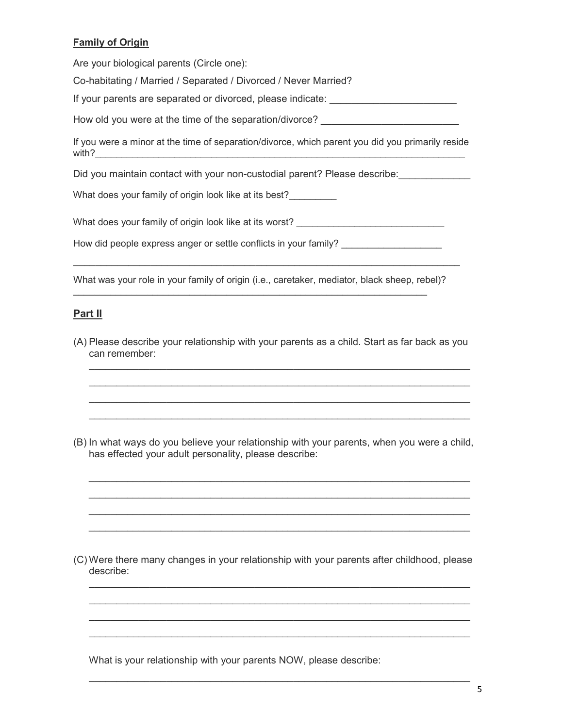**Family of Origin**

Are your biological parents (Circle one):

Co-habitating / Married / Separated / Divorced / Never Married?

If your parents are separated or divorced, please indicate: _______________________

How old you were at the time of the separation/divorce? _________________________

If you were a minor at the time of separation/divorce, which parent you did you primarily reside with?_______________________________________________________________________

Did you maintain contact with your non-custodial parent? Please describe:_____________

What does your family of origin look like at its best?_________

What does your family of origin look like at its worst? ___________________________

How did people express anger or settle conflicts in your family? __________________

_________________________________________________________________________

What was your role in your family of origin (i.e., caretaker, mediator, black sheep, rebel)?
____________________________________________________________________

**Part II**

(A) Please describe your relationship with your parents as a child. Start as far back as you can remember:

_________________________________________________________________________

_________________________________________________________________________

_________________________________________________________________________

_________________________________________________________________________

(B) In what ways do you believe your relationship with your parents, when you were a child, has effected your adult personality, please describe:

_________________________________________________________________________

_________________________________________________________________________

_________________________________________________________________________

_________________________________________________________________________

(C) Were there many changes in your relationship with your parents after childhood, please describe:

_________________________________________________________________________

_________________________________________________________________________

_________________________________________________________________________

_________________________________________________________________________

What is your relationship with your parents NOW, please describe:

_________________________________________________________________________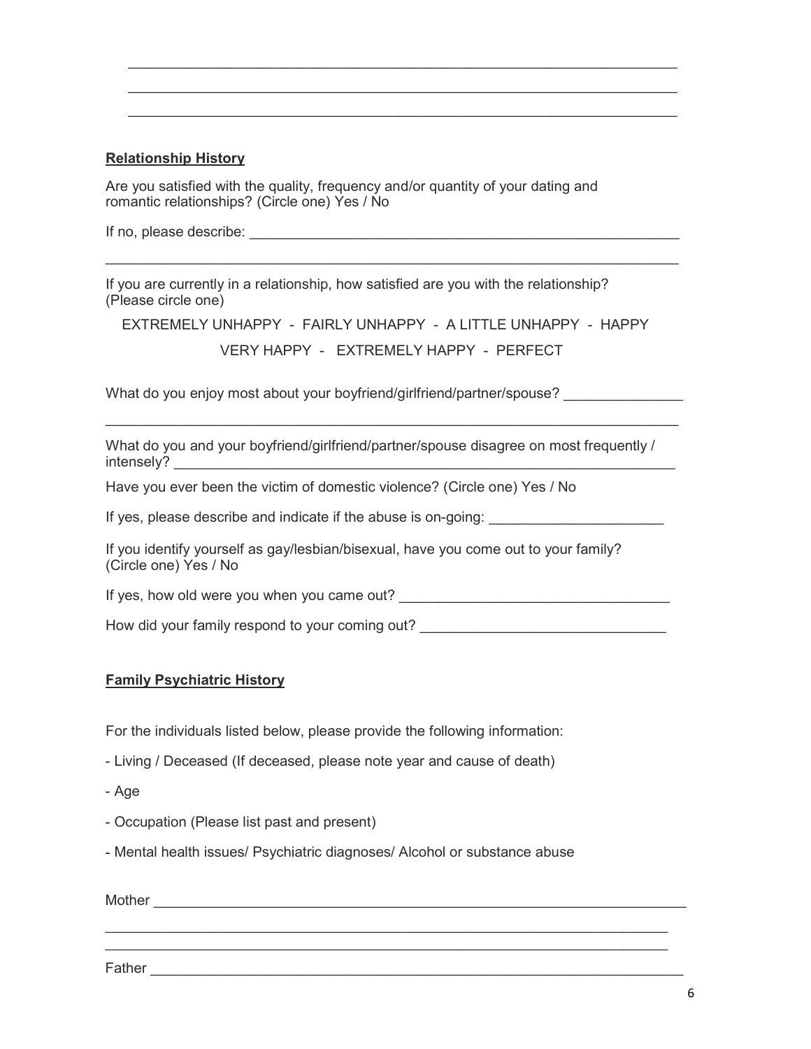\_\_\_\_\_\_\_\_\_\_\_\_\_\_\_\_\_\_\_\_\_\_\_\_\_\_\_\_\_\_\_\_\_\_\_\_\_\_\_\_\_\_\_\_\_\_\_\_\_\_\_\_\_\_\_\_\_\_\_\_\_\_\_\_

\_\_\_\_\_\_\_\_\_\_\_\_\_\_\_\_\_\_\_\_\_\_\_\_\_\_\_\_\_\_\_\_\_\_\_\_\_\_\_\_\_\_\_\_\_\_\_\_\_\_\_\_\_\_\_\_\_\_\_\_\_\_\_\_

\_\_\_\_\_\_\_\_\_\_\_\_\_\_\_\_\_\_\_\_\_\_\_\_\_\_\_\_\_\_\_\_\_\_\_\_\_\_\_\_\_\_\_\_\_\_\_\_\_\_\_\_\_\_\_\_\_\_\_\_\_\_\_\_

**Relationship History**

Are you satisfied with the quality, frequency and/or quantity of your dating and romantic relationships? (Circle one) Yes / No

If no, please describe: \_\_\_\_\_\_\_\_\_\_\_\_\_\_\_\_\_\_\_\_\_\_\_\_\_\_\_\_\_\_\_\_\_\_\_\_\_\_\_\_\_\_\_\_\_\_\_\_\_\_\_\_

\_\_\_\_\_\_\_\_\_\_\_\_\_\_\_\_\_\_\_\_\_\_\_\_\_\_\_\_\_\_\_\_\_\_\_\_\_\_\_\_\_\_\_\_\_\_\_\_\_\_\_\_\_\_\_\_\_\_\_\_\_\_\_\_\_\_\_\_\_\_\_\_

If you are currently in a relationship, how satisfied are you with the relationship? (Please circle one)

EXTREMELY UNHAPPY - FAIRLY UNHAPPY - A LITTLE UNHAPPY - HAPPY

VERY HAPPY - EXTREMELY HAPPY - PERFECT

What do you enjoy most about your boyfriend/girlfriend/partner/spouse? \_\_\_\_\_\_\_\_\_\_\_\_\_\_\_

\_\_\_\_\_\_\_\_\_\_\_\_\_\_\_\_\_\_\_\_\_\_\_\_\_\_\_\_\_\_\_\_\_\_\_\_\_\_\_\_\_\_\_\_\_\_\_\_\_\_\_\_\_\_\_\_\_\_\_\_\_\_\_\_\_\_\_\_\_\_\_\_

What do you and your boyfriend/girlfriend/partner/spouse disagree on most frequently / intensely? \_\_\_\_\_\_\_\_\_\_\_\_\_\_\_\_\_\_\_\_\_\_\_\_\_\_\_\_\_\_\_\_\_\_\_\_\_\_\_\_\_\_\_\_\_\_\_\_\_\_\_\_\_\_\_\_\_\_\_\_\_

Have you ever been the victim of domestic violence? (Circle one) Yes / No

If yes, please describe and indicate if the abuse is on-going: \_\_\_\_\_\_\_\_\_\_\_\_\_\_\_\_\_\_\_\_\_\_

If you identify yourself as gay/lesbian/bisexual, have you come out to your family? (Circle one) Yes / No

If yes, how old were you when you came out? \_\_\_\_\_\_\_\_\_\_\_\_\_\_\_\_\_\_\_\_\_\_\_\_\_\_\_\_\_\_\_\_\_\_

How did your family respond to your coming out? \_\_\_\_\_\_\_\_\_\_\_\_\_\_\_\_\_\_\_\_\_\_\_\_\_\_\_\_\_\_\_

**Family Psychiatric History**

For the individuals listed below, please provide the following information:

- Living / Deceased (If deceased, please note year and cause of death)
- Age
- Occupation (Please list past and present)
- Mental health issues/ Psychiatric diagnoses/ Alcohol or substance abuse

Mother \_\_\_\_\_\_\_\_\_\_\_\_\_\_\_\_\_\_\_\_\_\_\_\_\_\_\_\_\_\_\_\_\_\_\_\_\_\_\_\_\_\_\_\_\_\_\_\_\_\_\_\_\_\_\_\_\_\_\_\_\_\_\_\_\_\_

\_\_\_\_\_\_\_\_\_\_\_\_\_\_\_\_\_\_\_\_\_\_\_\_\_\_\_\_\_\_\_\_\_\_\_\_\_\_\_\_\_\_\_\_\_\_\_\_\_\_\_\_\_\_\_\_\_\_\_\_\_\_\_\_\_\_\_\_\_\_\_

\_\_\_\_\_\_\_\_\_\_\_\_\_\_\_\_\_\_\_\_\_\_\_\_\_\_\_\_\_\_\_\_\_\_\_\_\_\_\_\_\_\_\_\_\_\_\_\_\_\_\_\_\_\_\_\_\_\_\_\_\_\_\_\_\_\_\_\_\_\_\_

Father \_\_\_\_\_\_\_\_\_\_\_\_\_\_\_\_\_\_\_\_\_\_\_\_\_\_\_\_\_\_\_\_\_\_\_\_\_\_\_\_\_\_\_\_\_\_\_\_\_\_\_\_\_\_\_\_\_\_\_\_\_\_\_\_\_\_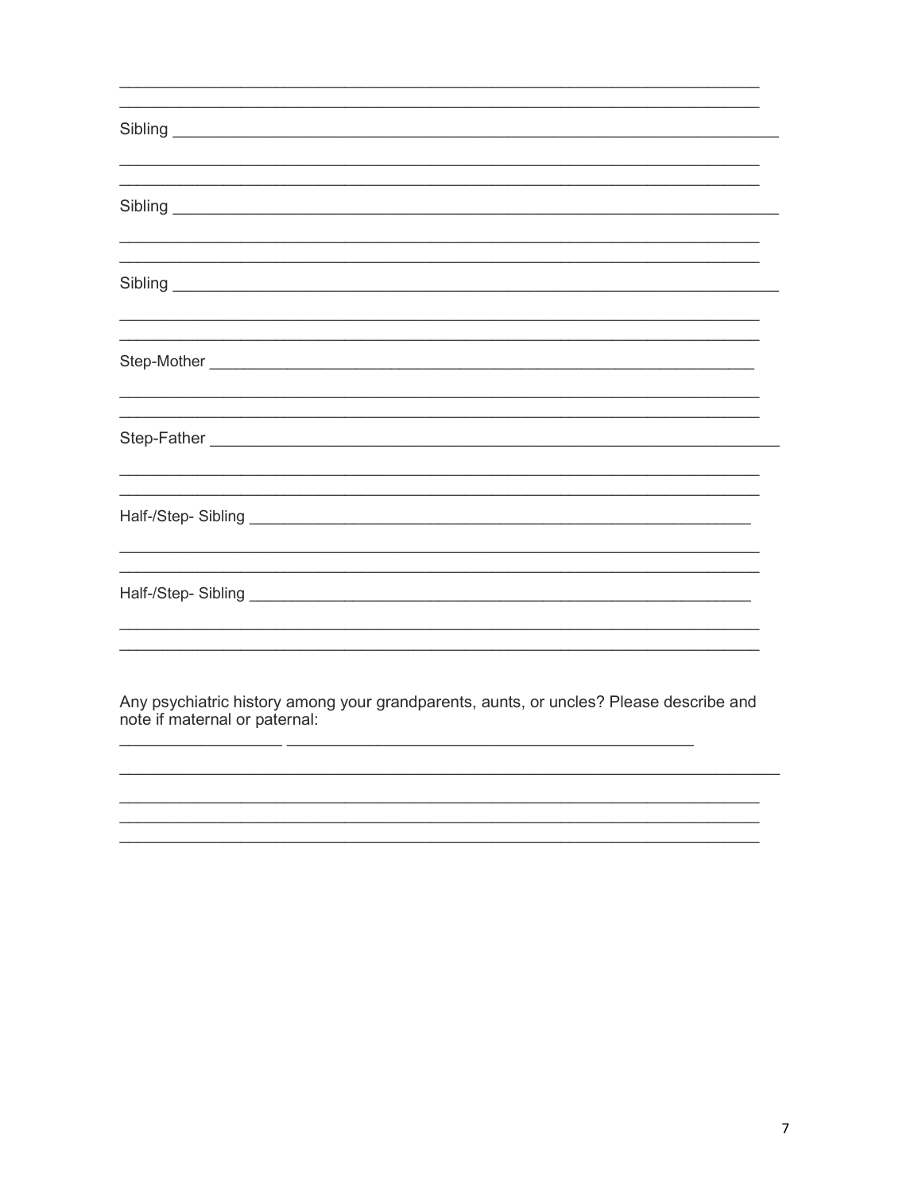______________________________________________________________________
______________________________________________________________________

Sibling ______________________________________________________________________

______________________________________________________________________
______________________________________________________________________

Sibling ______________________________________________________________________

______________________________________________________________________
______________________________________________________________________

Sibling ______________________________________________________________________

______________________________________________________________________
______________________________________________________________________

Step-Mother ______________________________________________________________

______________________________________________________________________
______________________________________________________________________

Step-Father ________________________________________________________________

______________________________________________________________________
______________________________________________________________________

Half-/Step- Sibling ________________________________________________________

______________________________________________________________________
______________________________________________________________________

Half-/Step- Sibling ________________________________________________________

______________________________________________________________________
______________________________________________________________________

Any psychiatric history among your grandparents, aunts, or uncles? Please describe and note if maternal or paternal:

__________________ _____________________________________________

______________________________________________________________________

______________________________________________________________________
______________________________________________________________________
______________________________________________________________________